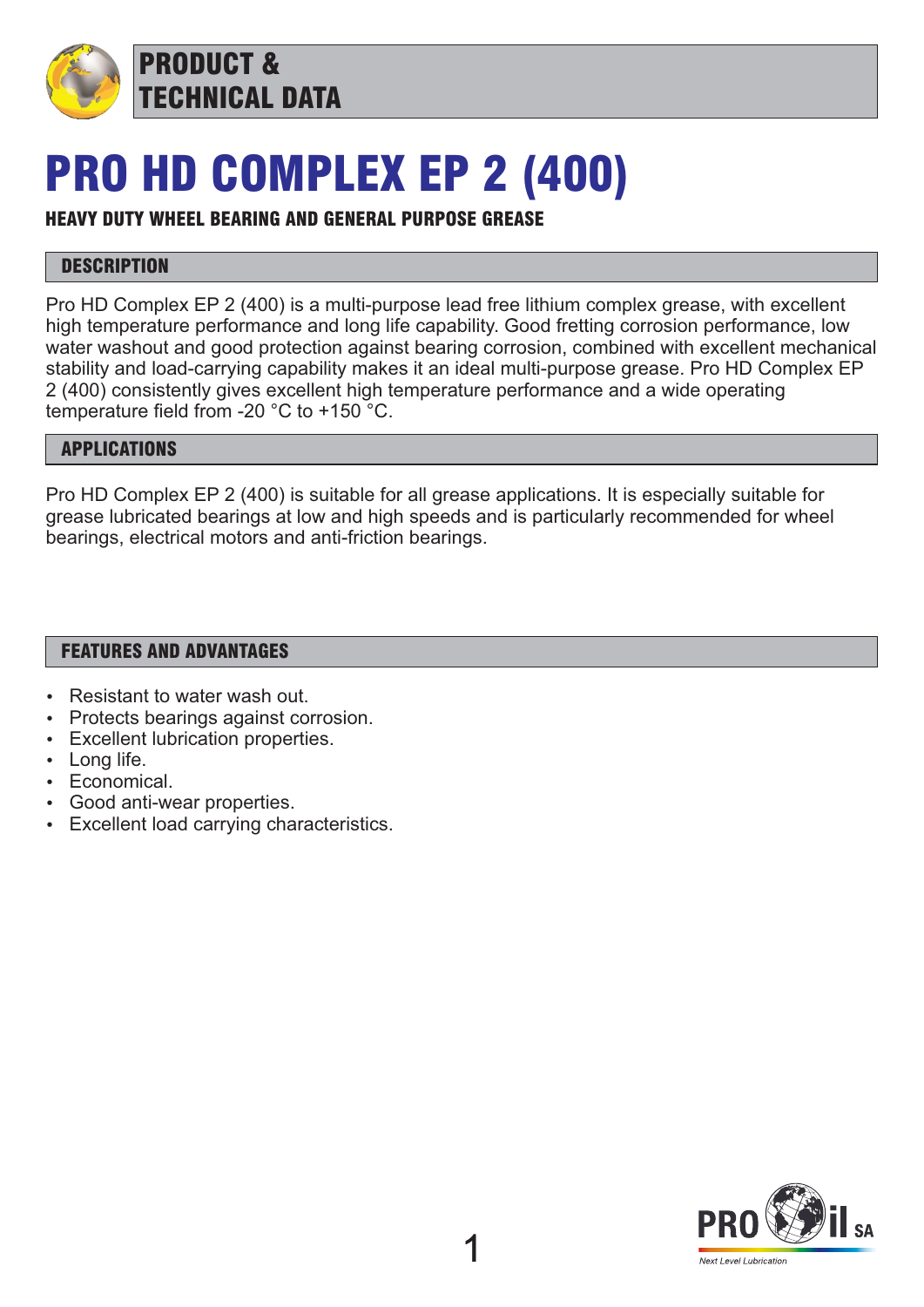# PRODUCT & TECHNICAL DATA

# PRO HD COMPLEX EP 2 (400)

**HEAVY DUTY WHEEL BEARING AND GENERAL PURPOSE GREASE**

## DESCRIPTION

Pro HD Complex EP 2 (400) is a multi-purpose lead free lithium complex grease, with excellent high temperature performance and long life capability. Good fretting corrosion performance, low water washout and good protection against bearing corrosion, combined with excellent mechanical stability and load-carrying capability makes it an ideal multi-purpose grease. Pro HD Complex EP 2 (400) consistently gives excellent high temperature performance and a wide operating temperature field from -20 °C to +150 °C.

## APPLICATIONS

Pro HD Complex EP 2 (400) is suitable for all grease applications. It is especially suitable for grease lubricated bearings at low and high speeds and is particularly recommended for wheel bearings, electrical motors and anti-friction bearings.

## FEATURES AND ADVANTAGES

- Resistant to water wash out.
- Protects bearings against corrosion.
- Excellent lubrication properties.
- Long life.
- Economical.
- Good anti-wear properties.
- Excellent load carrying characteristics.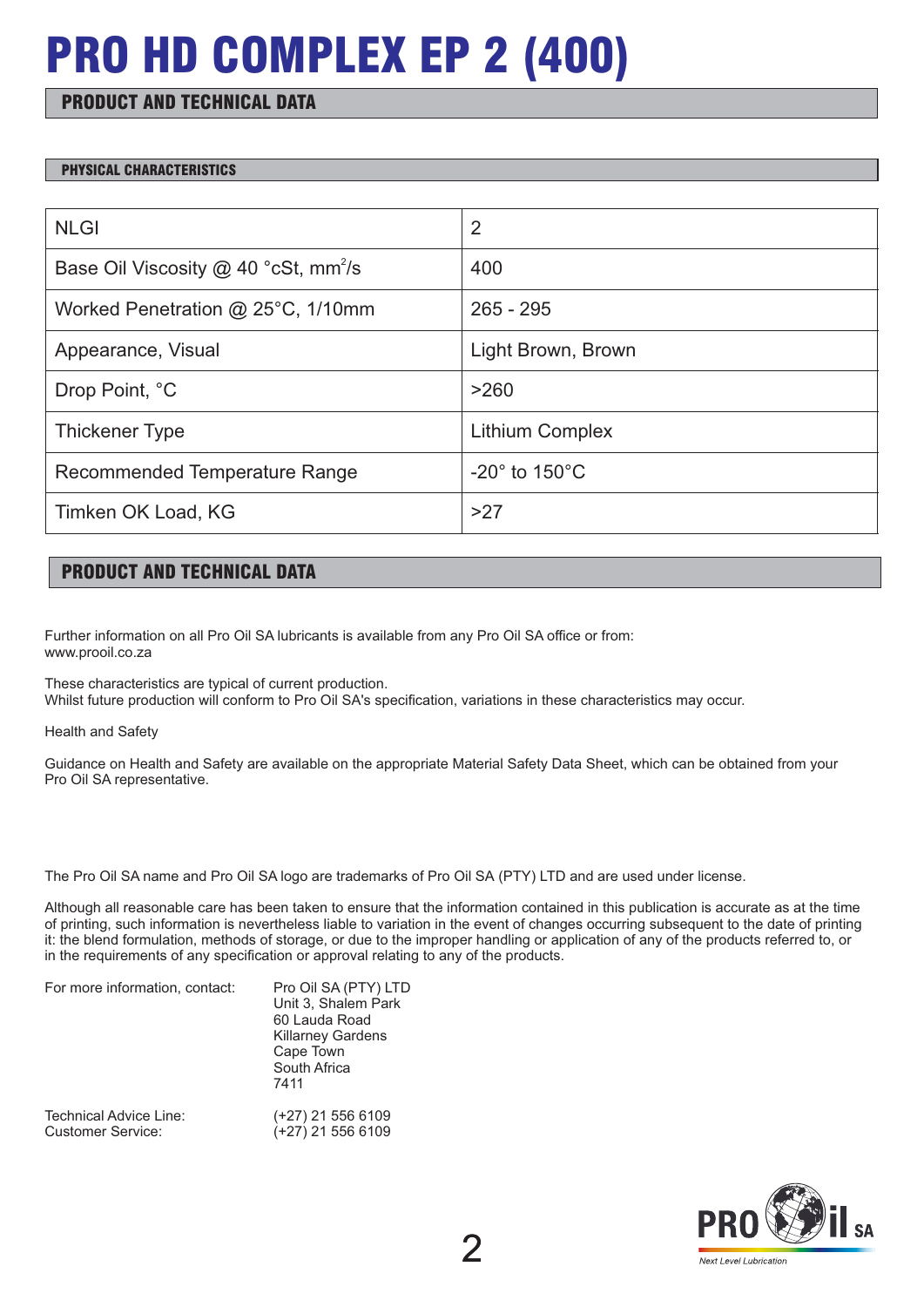# PRO HD COMPLEX EP 2 (400)

## PRODUCT AND TECHNICAL DATA

### PHYSICAL CHARACTERISTICS

| | |
|---|---|
| NLGI | 2 |
| Base Oil Viscosity @ 40 °cSt, $mm^2/s$ | 400 |
| Worked Penetration @ 25°C, 1/10mm | 265 - 295 |
| Appearance, Visual | Light Brown, Brown |
| Drop Point, °C | >260 |
| Thickener Type | Lithium Complex |
| Recommended Temperature Range | -20° to 150°C |
| Timken OK Load, KG | >27 |

## PRODUCT AND TECHNICAL DATA

Further information on all Pro Oil SA lubricants is available from any Pro Oil SA office or from:
www.prooil.co.za

These characteristics are typical of current production.
Whilst future production will conform to Pro Oil SA's specification, variations in these characteristics may occur.

Health and Safety

Guidance on Health and Safety are available on the appropriate Material Safety Data Sheet, which can be obtained from your Pro Oil SA representative.

The Pro Oil SA name and Pro Oil SA logo are trademarks of Pro Oil SA (PTY) LTD and are used under license.

Although all reasonable care has been taken to ensure that the information contained in this publication is accurate as at the time of printing, such information is nevertheless liable to variation in the event of changes occurring subsequent to the date of printing it: the blend formulation, methods of storage, or due to the improper handling or application of any of the products referred to, or in the requirements of any specification or approval relating to any of the products.

For more information, contact:

Pro Oil SA (PTY) LTD
Unit 3, Shalem Park
60 Lauda Road
Killarney Gardens
Cape Town
South Africa
7411

Technical Advice Line: (+27) 21 556 6109
Customer Service: (+27) 21 556 6109

PRO Oil SA
Next Level Lubrication